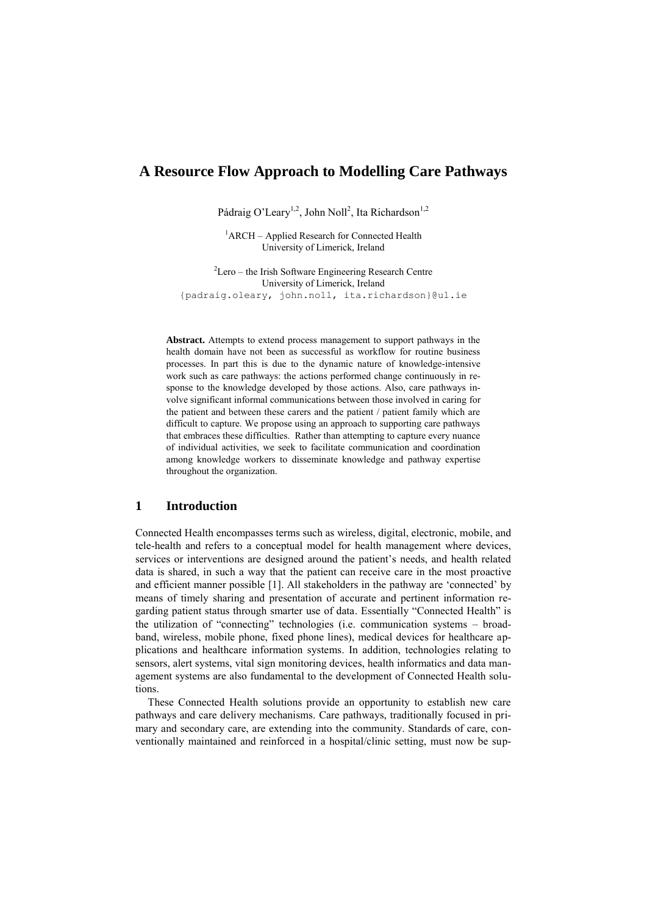# A Resource Flow Approach to Modelling Care Pathways

Pádraig O'Leary[1,2], John Noll[2], Ita Richardson[1,2]

[1]ARCH – Applied Research for Connected Health
University of Limerick, Ireland

[2]Lero – the Irish Software Engineering Research Centre
University of Limerick, Ireland
{padraig.oleary, john.noll, ita.richardson}@ul.ie

**Abstract.** Attempts to extend process management to support pathways in the health domain have not been as successful as workflow for routine business processes. In part this is due to the dynamic nature of knowledge-intensive work such as care pathways: the actions performed change continuously in response to the knowledge developed by those actions. Also, care pathways involve significant informal communications between those involved in caring for the patient and between these carers and the patient / patient family which are difficult to capture. We propose using an approach to supporting care pathways that embraces these difficulties. Rather than attempting to capture every nuance of individual activities, we seek to facilitate communication and coordination among knowledge workers to disseminate knowledge and pathway expertise throughout the organization.

## 1 Introduction

Connected Health encompasses terms such as wireless, digital, electronic, mobile, and tele-health and refers to a conceptual model for health management where devices, services or interventions are designed around the patient's needs, and health related data is shared, in such a way that the patient can receive care in the most proactive and efficient manner possible [1]. All stakeholders in the pathway are 'connected' by means of timely sharing and presentation of accurate and pertinent information regarding patient status through smarter use of data. Essentially "Connected Health" is the utilization of "connecting" technologies (i.e. communication systems – broadband, wireless, mobile phone, fixed phone lines), medical devices for healthcare applications and healthcare information systems. In addition, technologies relating to sensors, alert systems, vital sign monitoring devices, health informatics and data management systems are also fundamental to the development of Connected Health solutions.

These Connected Health solutions provide an opportunity to establish new care pathways and care delivery mechanisms. Care pathways, traditionally focused in primary and secondary care, are extending into the community. Standards of care, conventionally maintained and reinforced in a hospital/clinic setting, must now be sup-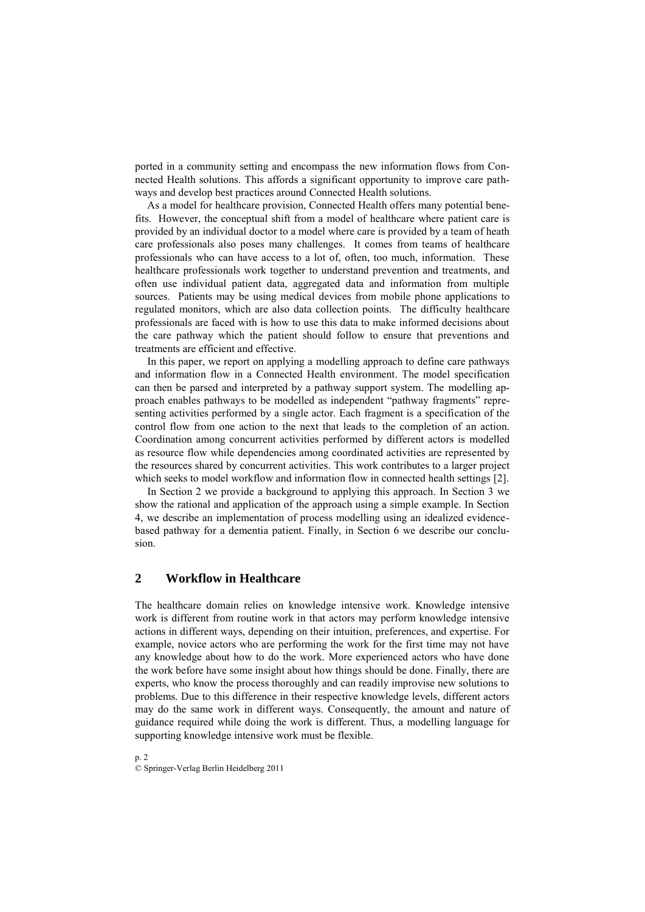ported in a community setting and encompass the new information flows from Connected Health solutions. This affords a significant opportunity to improve care pathways and develop best practices around Connected Health solutions.

As a model for healthcare provision, Connected Health offers many potential benefits. However, the conceptual shift from a model of healthcare where patient care is provided by an individual doctor to a model where care is provided by a team of heath care professionals also poses many challenges. It comes from teams of healthcare professionals who can have access to a lot of, often, too much, information. These healthcare professionals work together to understand prevention and treatments, and often use individual patient data, aggregated data and information from multiple sources. Patients may be using medical devices from mobile phone applications to regulated monitors, which are also data collection points. The difficulty healthcare professionals are faced with is how to use this data to make informed decisions about the care pathway which the patient should follow to ensure that preventions and treatments are efficient and effective.

In this paper, we report on applying a modelling approach to define care pathways and information flow in a Connected Health environment. The model specification can then be parsed and interpreted by a pathway support system. The modelling approach enables pathways to be modelled as independent "pathway fragments" representing activities performed by a single actor. Each fragment is a specification of the control flow from one action to the next that leads to the completion of an action. Coordination among concurrent activities performed by different actors is modelled as resource flow while dependencies among coordinated activities are represented by the resources shared by concurrent activities. This work contributes to a larger project which seeks to model workflow and information flow in connected health settings [2].

In Section 2 we provide a background to applying this approach. In Section 3 we show the rational and application of the approach using a simple example. In Section 4, we describe an implementation of process modelling using an idealized evidence-based pathway for a dementia patient. Finally, in Section 6 we describe our conclusion.

## 2 Workflow in Healthcare

The healthcare domain relies on knowledge intensive work. Knowledge intensive work is different from routine work in that actors may perform knowledge intensive actions in different ways, depending on their intuition, preferences, and expertise. For example, novice actors who are performing the work for the first time may not have any knowledge about how to do the work. More experienced actors who have done the work before have some insight about how things should be done. Finally, there are experts, who know the process thoroughly and can readily improvise new solutions to problems. Due to this difference in their respective knowledge levels, different actors may do the same work in different ways. Consequently, the amount and nature of guidance required while doing the work is different. Thus, a modelling language for supporting knowledge intensive work must be flexible.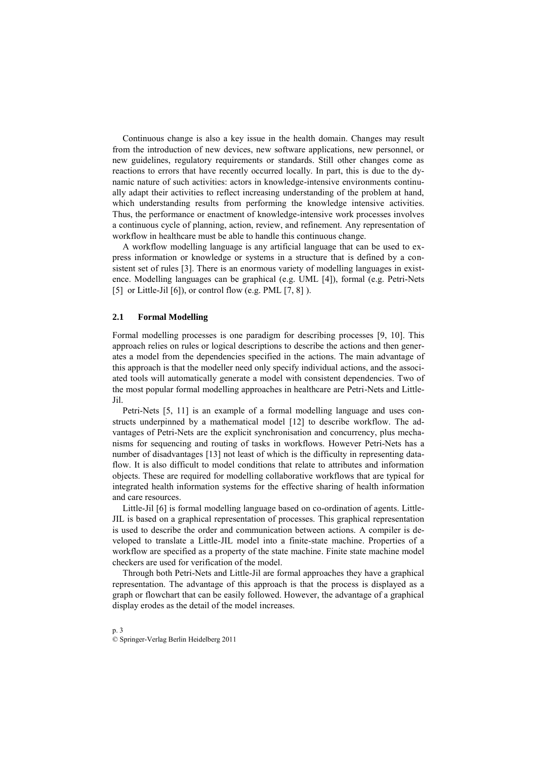Continuous change is also a key issue in the health domain. Changes may result from the introduction of new devices, new software applications, new personnel, or new guidelines, regulatory requirements or standards. Still other changes come as reactions to errors that have recently occurred locally. In part, this is due to the dynamic nature of such activities: actors in knowledge-intensive environments continually adapt their activities to reflect increasing understanding of the problem at hand, which understanding results from performing the knowledge intensive activities. Thus, the performance or enactment of knowledge-intensive work processes involves a continuous cycle of planning, action, review, and refinement. Any representation of workflow in healthcare must be able to handle this continuous change.

A workflow modelling language is any artificial language that can be used to express information or knowledge or systems in a structure that is defined by a consistent set of rules [3]. There is an enormous variety of modelling languages in existence. Modelling languages can be graphical (e.g. UML [4]), formal (e.g. Petri-Nets [5] or Little-Jil [6]), or control flow (e.g. PML [7, 8] ).

### 2.1 Formal Modelling

Formal modelling processes is one paradigm for describing processes [9, 10]. This approach relies on rules or logical descriptions to describe the actions and then generates a model from the dependencies specified in the actions. The main advantage of this approach is that the modeller need only specify individual actions, and the associated tools will automatically generate a model with consistent dependencies. Two of the most popular formal modelling approaches in healthcare are Petri-Nets and Little-Jil.

Petri-Nets [5, 11] is an example of a formal modelling language and uses constructs underpinned by a mathematical model [12] to describe workflow. The advantages of Petri-Nets are the explicit synchronisation and concurrency, plus mechanisms for sequencing and routing of tasks in workflows. However Petri-Nets has a number of disadvantages [13] not least of which is the difficulty in representing dataflow. It is also difficult to model conditions that relate to attributes and information objects. These are required for modelling collaborative workflows that are typical for integrated health information systems for the effective sharing of health information and care resources.

Little-Jil [6] is formal modelling language based on co-ordination of agents. Little-JIL is based on a graphical representation of processes. This graphical representation is used to describe the order and communication between actions. A compiler is developed to translate a Little-JIL model into a finite-state machine. Properties of a workflow are specified as a property of the state machine. Finite state machine model checkers are used for verification of the model.

Through both Petri-Nets and Little-Jil are formal approaches they have a graphical representation. The advantage of this approach is that the process is displayed as a graph or flowchart that can be easily followed. However, the advantage of a graphical display erodes as the detail of the model increases.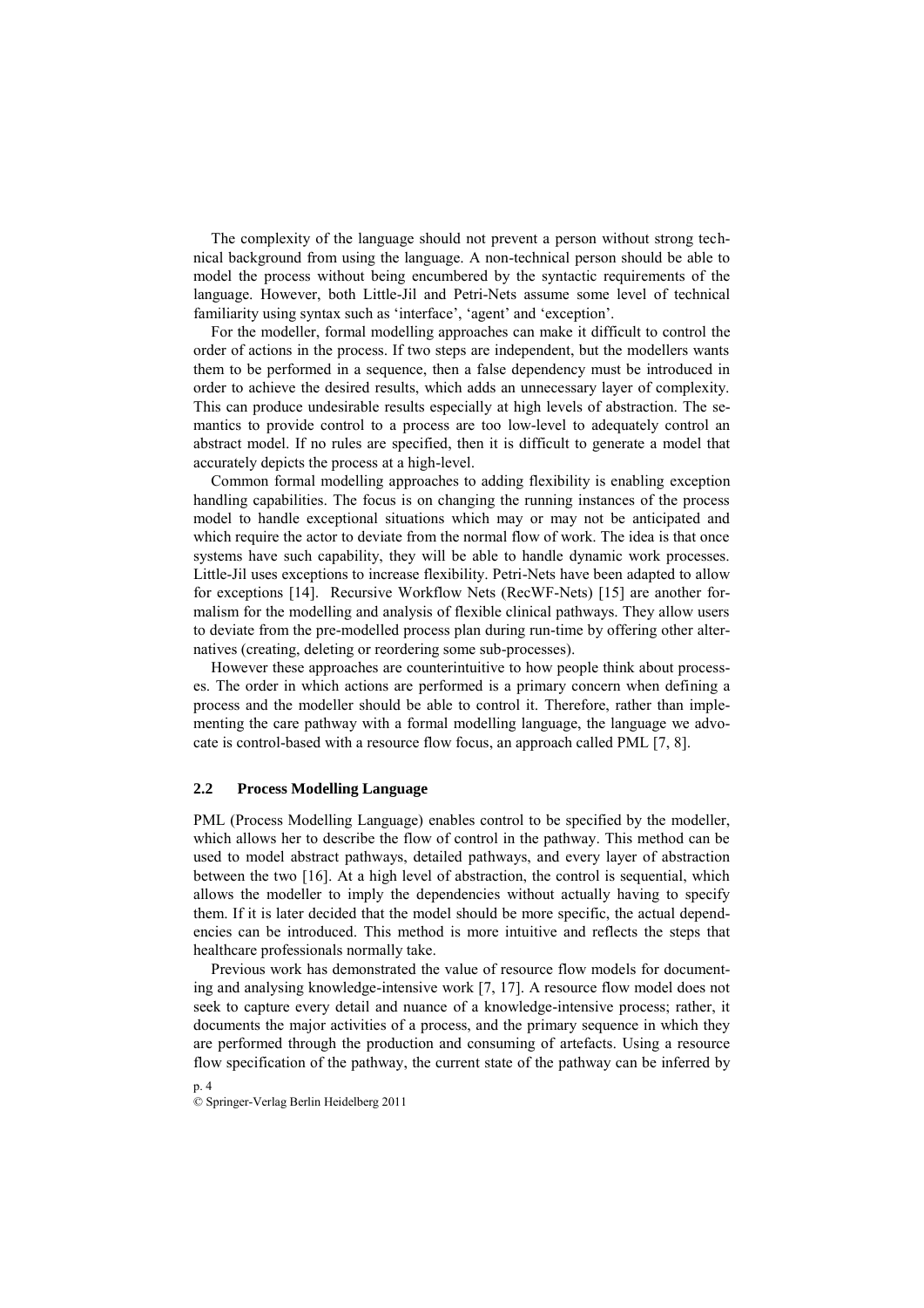The complexity of the language should not prevent a person without strong technical background from using the language. A non-technical person should be able to model the process without being encumbered by the syntactic requirements of the language. However, both Little-Jil and Petri-Nets assume some level of technical familiarity using syntax such as 'interface', 'agent' and 'exception'.

For the modeller, formal modelling approaches can make it difficult to control the order of actions in the process. If two steps are independent, but the modellers wants them to be performed in a sequence, then a false dependency must be introduced in order to achieve the desired results, which adds an unnecessary layer of complexity. This can produce undesirable results especially at high levels of abstraction. The semantics to provide control to a process are too low-level to adequately control an abstract model. If no rules are specified, then it is difficult to generate a model that accurately depicts the process at a high-level.

Common formal modelling approaches to adding flexibility is enabling exception handling capabilities. The focus is on changing the running instances of the process model to handle exceptional situations which may or may not be anticipated and which require the actor to deviate from the normal flow of work. The idea is that once systems have such capability, they will be able to handle dynamic work processes. Little-Jil uses exceptions to increase flexibility. Petri-Nets have been adapted to allow for exceptions [14]. Recursive Workflow Nets (RecWF-Nets) [15] are another formalism for the modelling and analysis of flexible clinical pathways. They allow users to deviate from the pre-modelled process plan during run-time by offering other alternatives (creating, deleting or reordering some sub-processes).

However these approaches are counterintuitive to how people think about processes. The order in which actions are performed is a primary concern when defining a process and the modeller should be able to control it. Therefore, rather than implementing the care pathway with a formal modelling language, the language we advocate is control-based with a resource flow focus, an approach called PML [7, 8].

### 2.2 Process Modelling Language

PML (Process Modelling Language) enables control to be specified by the modeller, which allows her to describe the flow of control in the pathway. This method can be used to model abstract pathways, detailed pathways, and every layer of abstraction between the two [16]. At a high level of abstraction, the control is sequential, which allows the modeller to imply the dependencies without actually having to specify them. If it is later decided that the model should be more specific, the actual dependencies can be introduced. This method is more intuitive and reflects the steps that healthcare professionals normally take.

Previous work has demonstrated the value of resource flow models for documenting and analysing knowledge-intensive work [7, 17]. A resource flow model does not seek to capture every detail and nuance of a knowledge-intensive process; rather, it documents the major activities of a process, and the primary sequence in which they are performed through the production and consuming of artefacts. Using a resource flow specification of the pathway, the current state of the pathway can be inferred by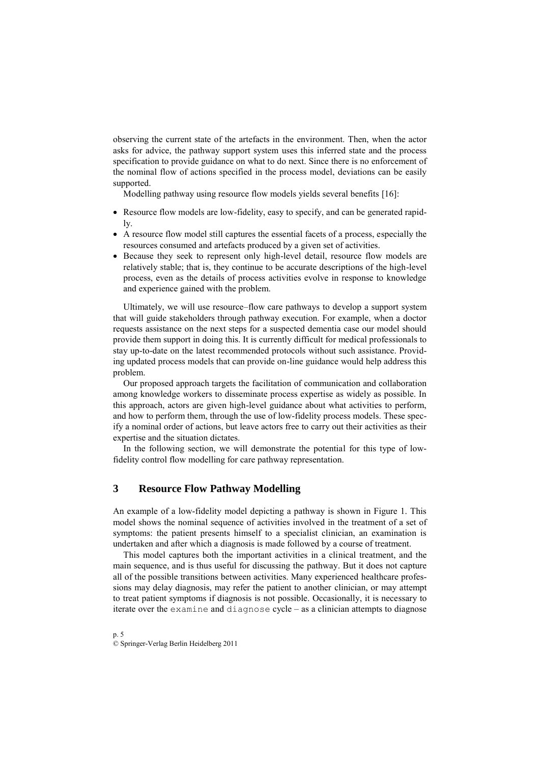observing the current state of the artefacts in the environment. Then, when the actor asks for advice, the pathway support system uses this inferred state and the process specification to provide guidance on what to do next. Since there is no enforcement of the nominal flow of actions specified in the process model, deviations can be easily supported.

Modelling pathway using resource flow models yields several benefits [16]:

- Resource flow models are low-fidelity, easy to specify, and can be generated rapidly.
- A resource flow model still captures the essential facets of a process, especially the resources consumed and artefacts produced by a given set of activities.
- Because they seek to represent only high-level detail, resource flow models are relatively stable; that is, they continue to be accurate descriptions of the high-level process, even as the details of process activities evolve in response to knowledge and experience gained with the problem.

Ultimately, we will use resource–flow care pathways to develop a support system that will guide stakeholders through pathway execution. For example, when a doctor requests assistance on the next steps for a suspected dementia case our model should provide them support in doing this. It is currently difficult for medical professionals to stay up-to-date on the latest recommended protocols without such assistance. Providing updated process models that can provide on-line guidance would help address this problem.

Our proposed approach targets the facilitation of communication and collaboration among knowledge workers to disseminate process expertise as widely as possible. In this approach, actors are given high-level guidance about what activities to perform, and how to perform them, through the use of low-fidelity process models. These specify a nominal order of actions, but leave actors free to carry out their activities as their expertise and the situation dictates.

In the following section, we will demonstrate the potential for this type of low-fidelity control flow modelling for care pathway representation.

## 3 Resource Flow Pathway Modelling

An example of a low-fidelity model depicting a pathway is shown in Figure 1. This model shows the nominal sequence of activities involved in the treatment of a set of symptoms: the patient presents himself to a specialist clinician, an examination is undertaken and after which a diagnosis is made followed by a course of treatment.

This model captures both the important activities in a clinical treatment, and the main sequence, and is thus useful for discussing the pathway. But it does not capture all of the possible transitions between activities. Many experienced healthcare professions may delay diagnosis, may refer the patient to another clinician, or may attempt to treat patient symptoms if diagnosis is not possible. Occasionally, it is necessary to iterate over the `examine` and `diagnose` cycle – as a clinician attempts to diagnose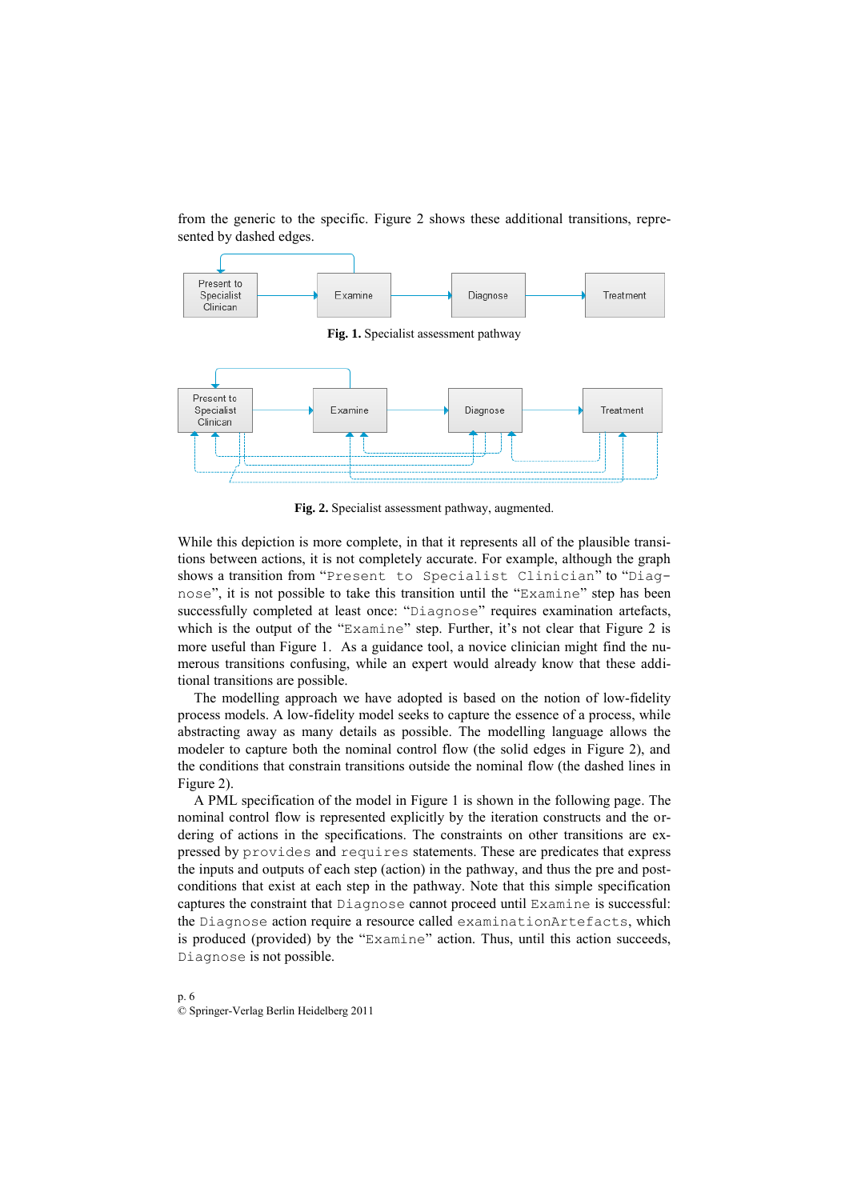from the generic to the specific. Figure 2 shows these additional transitions, represented by dashed edges.

**Fig. 1.** Specialist assessment pathway

**Fig. 2.** Specialist assessment pathway, augmented.

While this depiction is more complete, in that it represents all of the plausible transitions between actions, it is not completely accurate. For example, although the graph shows a transition from "`Present to Specialist Clinician`" to "`Diagnose`", it is not possible to take this transition until the "`Examine`" step has been successfully completed at least once: "`Diagnose`" requires examination artefacts, which is the output of the "`Examine`" step. Further, it's not clear that Figure 2 is more useful than Figure 1. As a guidance tool, a novice clinician might find the numerous transitions confusing, while an expert would already know that these additional transitions are possible.

The modelling approach we have adopted is based on the notion of low-fidelity process models. A low-fidelity model seeks to capture the essence of a process, while abstracting away as many details as possible. The modelling language allows the modeler to capture both the nominal control flow (the solid edges in Figure 2), and the conditions that constrain transitions outside the nominal flow (the dashed lines in Figure 2).

A PML specification of the model in Figure 1 is shown in the following page. The nominal control flow is represented explicitly by the iteration constructs and the ordering of actions in the specifications. The constraints on other transitions are expressed by `provides` and `requires` statements. These are predicates that express the inputs and outputs of each step (action) in the pathway, and thus the pre and post-conditions that exist at each step in the pathway. Note that this simple specification captures the constraint that `Diagnose` cannot proceed until `Examine` is successful: the `Diagnose` action require a resource called `examinationArtefacts`, which is produced (provided) by the "`Examine`" action. Thus, until this action succeeds, `Diagnose` is not possible.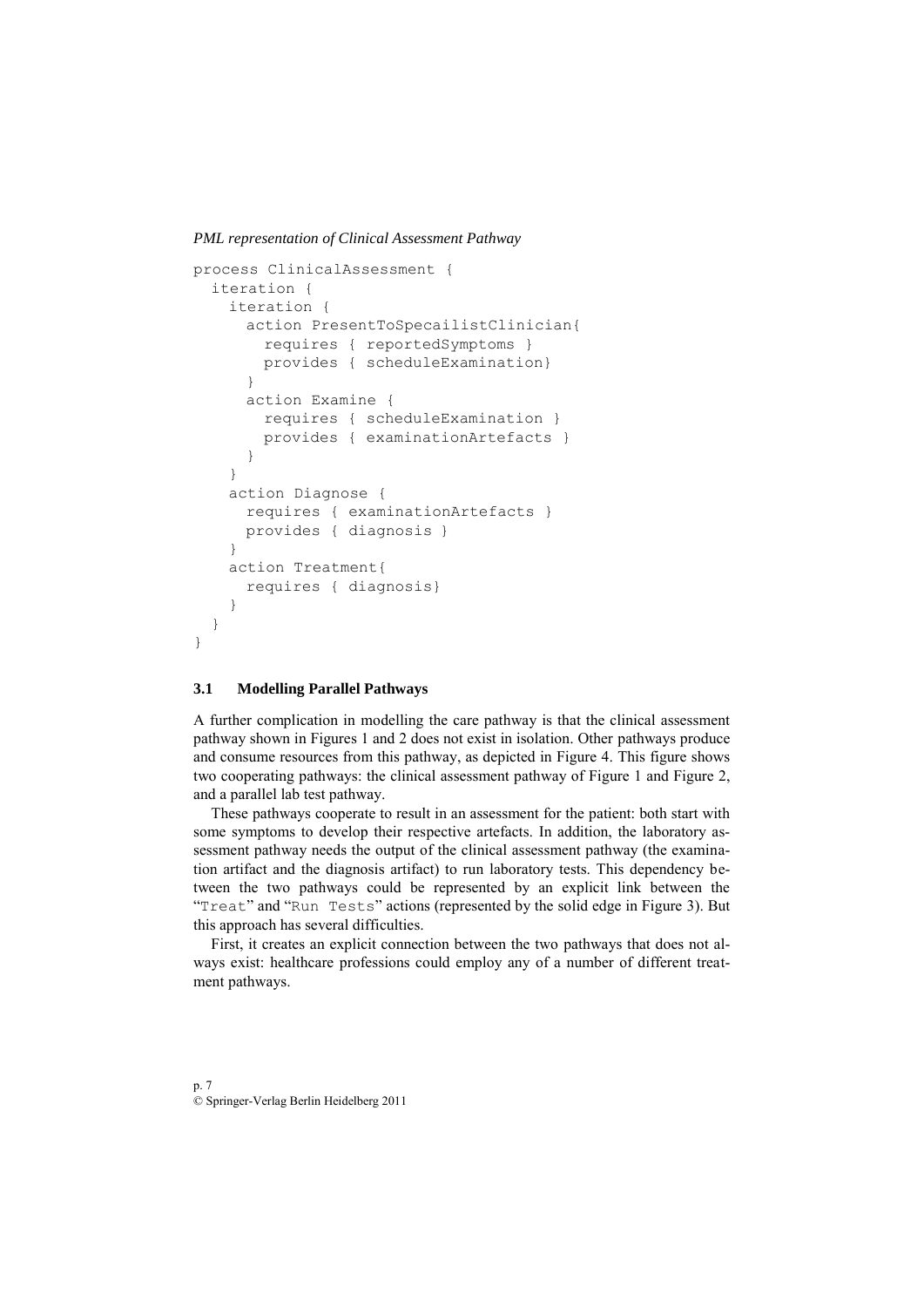*PML representation of Clinical Assessment Pathway*

```
process ClinicalAssessment {
  iteration {
    iteration {
      action PresentToSpecailistClinician{
        requires { reportedSymptoms }
        provides { scheduleExamination}
      }
      action Examine {
        requires { scheduleExamination }
        provides { examinationArtefacts }
      }
    }
    action Diagnose {
      requires { examinationArtefacts }
      provides { diagnosis }
    }
    action Treatment{
      requires { diagnosis}
    }
  }
}
```

### 3.1 Modelling Parallel Pathways

A further complication in modelling the care pathway is that the clinical assessment pathway shown in Figures 1 and 2 does not exist in isolation. Other pathways produce and consume resources from this pathway, as depicted in Figure 4. This figure shows two cooperating pathways: the clinical assessment pathway of Figure 1 and Figure 2, and a parallel lab test pathway.

These pathways cooperate to result in an assessment for the patient: both start with some symptoms to develop their respective artefacts. In addition, the laboratory assessment pathway needs the output of the clinical assessment pathway (the examination artifact and the diagnosis artifact) to run laboratory tests. This dependency between the two pathways could be represented by an explicit link between the "`Treat`" and "`Run Tests`" actions (represented by the solid edge in Figure 3). But this approach has several difficulties.

First, it creates an explicit connection between the two pathways that does not always exist: healthcare professions could employ any of a number of different treatment pathways.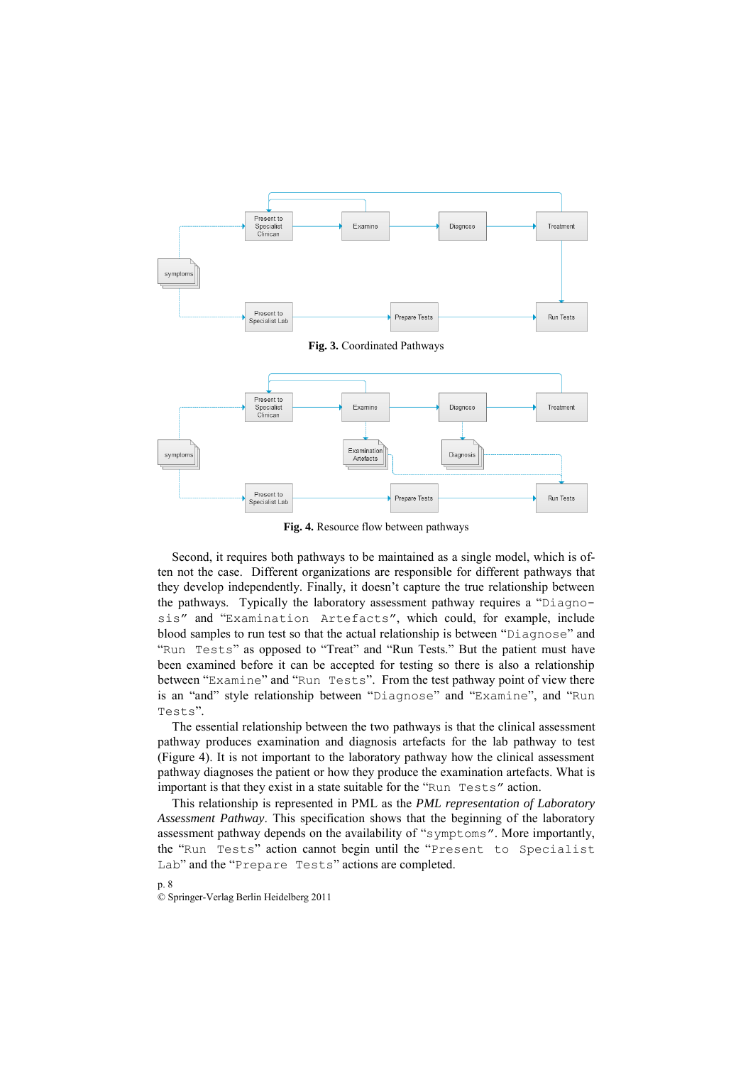**Fig. 3.** Coordinated Pathways

**Fig. 4.** Resource flow between pathways

Second, it requires both pathways to be maintained as a single model, which is often not the case. Different organizations are responsible for different pathways that they develop independently. Finally, it doesn't capture the true relationship between the pathways. Typically the laboratory assessment pathway requires a "`Diagnosis`" and "`Examination Artefacts`", which could, for example, include blood samples to run test so that the actual relationship is between "`Diagnose`" and "`Run Tests`" as opposed to "Treat" and "Run Tests." But the patient must have been examined before it can be accepted for testing so there is also a relationship between "`Examine`" and "`Run Tests`". From the test pathway point of view there is an "and" style relationship between "`Diagnose`" and "`Examine`", and "`Run Tests`".

The essential relationship between the two pathways is that the clinical assessment pathway produces examination and diagnosis artefacts for the lab pathway to test (Figure 4). It is not important to the laboratory pathway how the clinical assessment pathway diagnoses the patient or how they produce the examination artefacts. What is important is that they exist in a state suitable for the "`Run Tests`" action.

This relationship is represented in PML as the *PML representation of Laboratory Assessment Pathway*. This specification shows that the beginning of the laboratory assessment pathway depends on the availability of "`symptoms`". More importantly, the "`Run Tests`" action cannot begin until the "`Present to Specialist Lab`" and the "`Prepare Tests`" actions are completed.

© Springer-Verlag Berlin Heidelberg 2011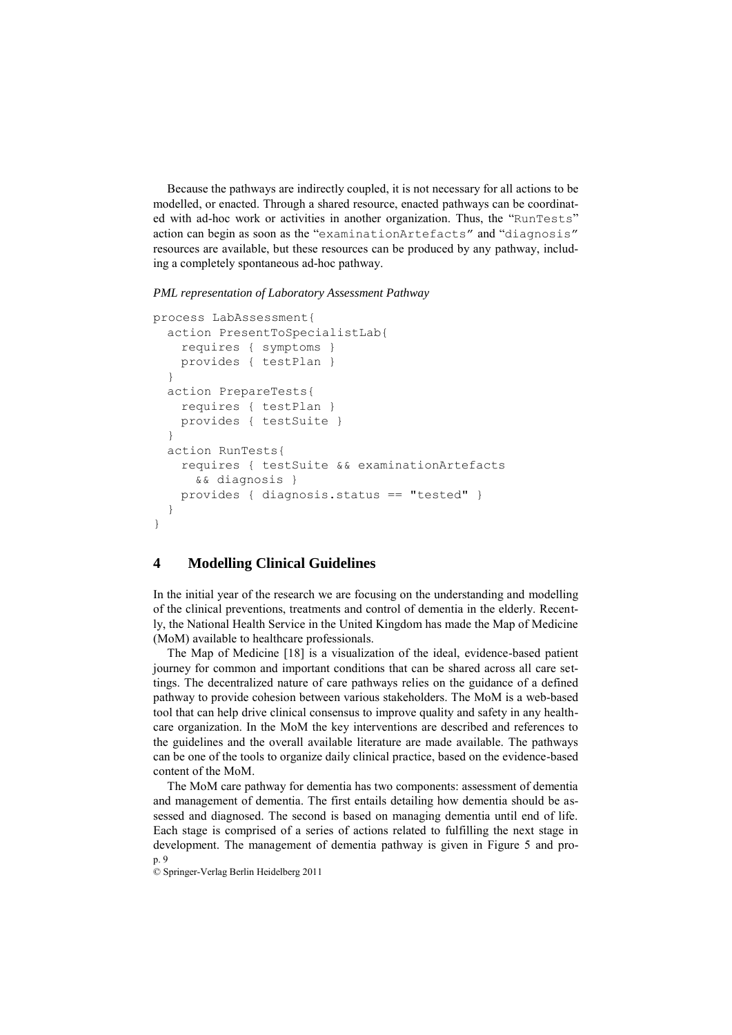Because the pathways are indirectly coupled, it is not necessary for all actions to be modelled, or enacted. Through a shared resource, enacted pathways can be coordinated with ad-hoc work or activities in another organization. Thus, the "RunTests" action can begin as soon as the "examinationArtefacts" and "diagnosis" resources are available, but these resources can be produced by any pathway, including a completely spontaneous ad-hoc pathway.

*PML representation of Laboratory Assessment Pathway*

```
process LabAssessment{
  action PresentToSpecialistLab{
    requires { symptoms }
    provides { testPlan }
  }
  action PrepareTests{
    requires { testPlan }
    provides { testSuite }
  }
  action RunTests{
    requires { testSuite && examinationArtefacts
      && diagnosis }
    provides { diagnosis.status == "tested" }
  }
}
```

## 4 Modelling Clinical Guidelines

In the initial year of the research we are focusing on the understanding and modelling of the clinical preventions, treatments and control of dementia in the elderly. Recently, the National Health Service in the United Kingdom has made the Map of Medicine (MoM) available to healthcare professionals.

The Map of Medicine [18] is a visualization of the ideal, evidence-based patient journey for common and important conditions that can be shared across all care settings. The decentralized nature of care pathways relies on the guidance of a defined pathway to provide cohesion between various stakeholders. The MoM is a web-based tool that can help drive clinical consensus to improve quality and safety in any healthcare organization. In the MoM the key interventions are described and references to the guidelines and the overall available literature are made available. The pathways can be one of the tools to organize daily clinical practice, based on the evidence-based content of the MoM.

The MoM care pathway for dementia has two components: assessment of dementia and management of dementia. The first entails detailing how dementia should be assessed and diagnosed. The second is based on managing dementia until end of life. Each stage is comprised of a series of actions related to fulfilling the next stage in development. The management of dementia pathway is given in Figure 5 and pro-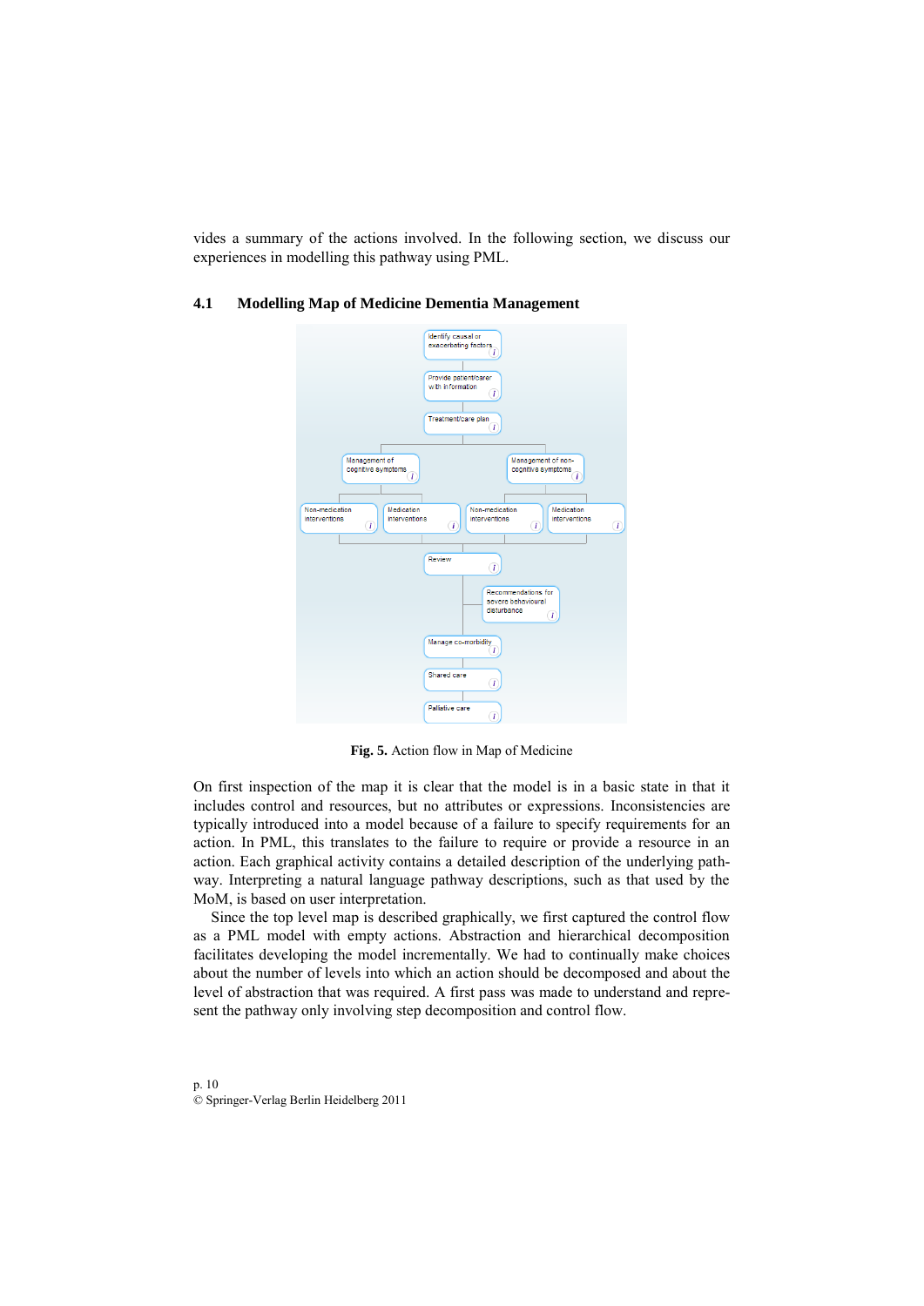vides a summary of the actions involved. In the following section, we discuss our experiences in modelling this pathway using PML.

### 4.1 Modelling Map of Medicine Dementia Management

**Fig. 5.** Action flow in Map of Medicine

On first inspection of the map it is clear that the model is in a basic state in that it includes control and resources, but no attributes or expressions. Inconsistencies are typically introduced into a model because of a failure to specify requirements for an action. In PML, this translates to the failure to require or provide a resource in an action. Each graphical activity contains a detailed description of the underlying pathway. Interpreting a natural language pathway descriptions, such as that used by the MoM, is based on user interpretation.

Since the top level map is described graphically, we first captured the control flow as a PML model with empty actions. Abstraction and hierarchical decomposition facilitates developing the model incrementally. We had to continually make choices about the number of levels into which an action should be decomposed and about the level of abstraction that was required. A first pass was made to understand and represent the pathway only involving step decomposition and control flow.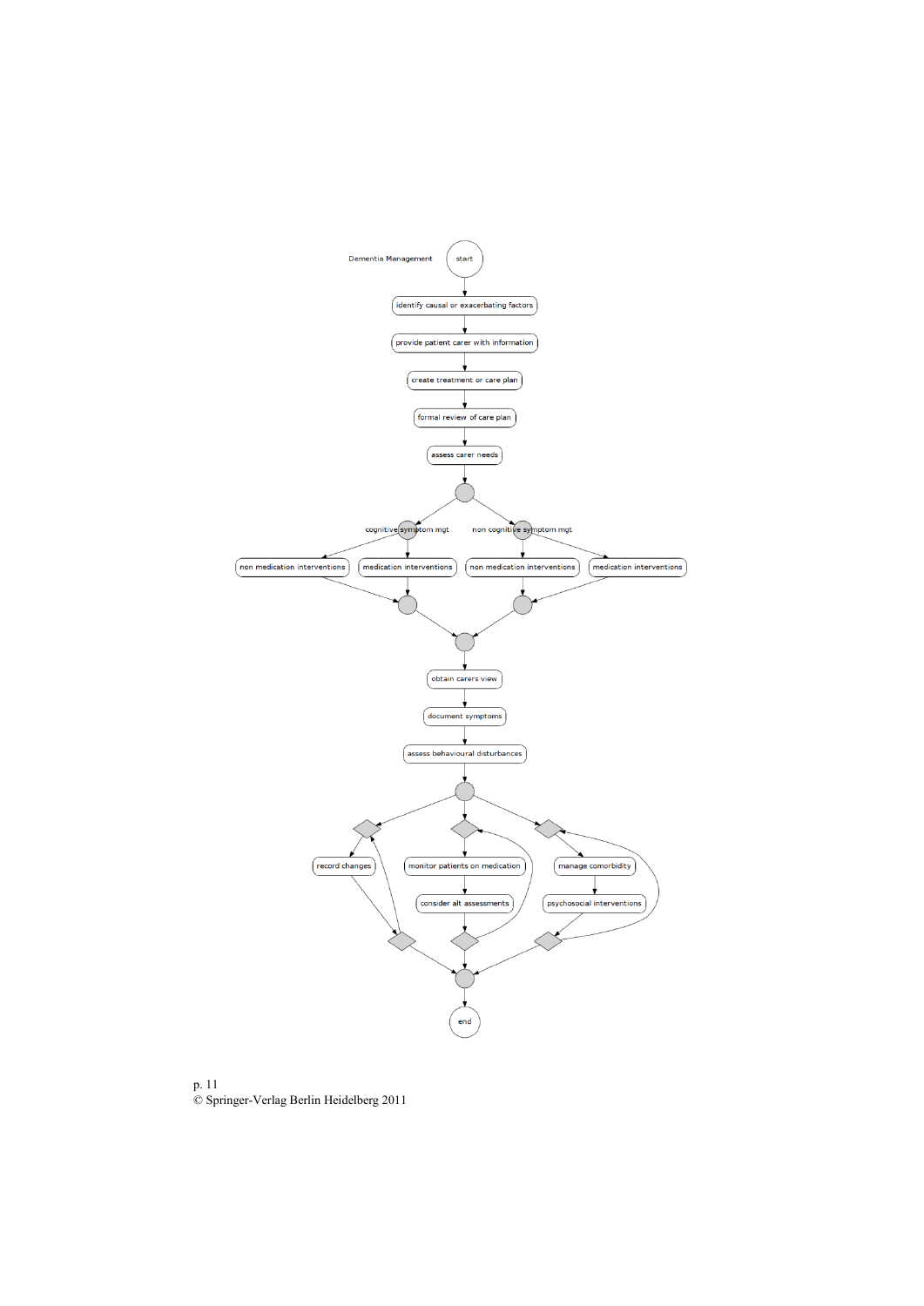Dementia Management

start

identify causal or exacerbating factors

provide patient carer with information

create treatment or care plan

formal review of care plan

assess carer needs

cognitive symptom mgt

non cognitive symptom mgt

non medication interventions

medication interventions

non medication interventions

medication interventions

obtain carers view

document symptoms

assess behavioural disturbances

record changes

monitor patients on medication

consider alt assessments

manage comorbidity

psychosocial interventions

end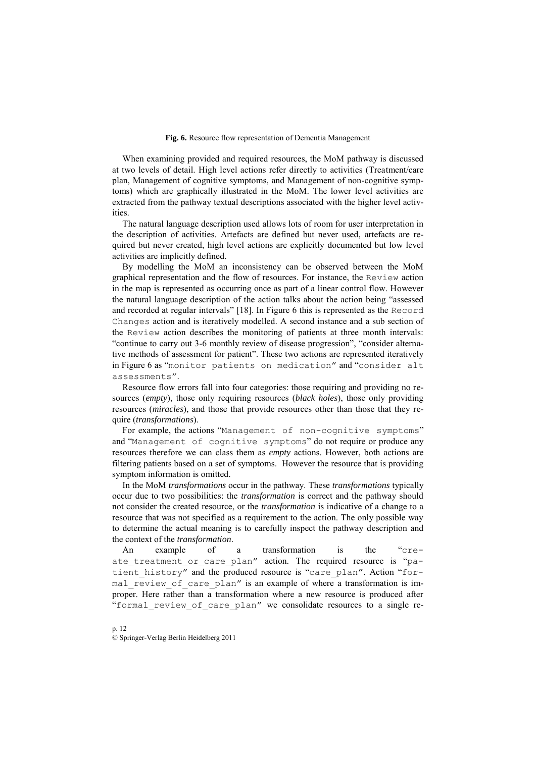**Fig. 6.** Resource flow representation of Dementia Management

When examining provided and required resources, the MoM pathway is discussed at two levels of detail. High level actions refer directly to activities (Treatment/care plan, Management of cognitive symptoms, and Management of non-cognitive symptoms) which are graphically illustrated in the MoM. The lower level activities are extracted from the pathway textual descriptions associated with the higher level activities.

The natural language description used allows lots of room for user interpretation in the description of activities. Artefacts are defined but never used, artefacts are required but never created, high level actions are explicitly documented but low level activities are implicitly defined.

By modelling the MoM an inconsistency can be observed between the MoM graphical representation and the flow of resources. For instance, the `Review` action in the map is represented as occurring once as part of a linear control flow. However the natural language description of the action talks about the action being "assessed and recorded at regular intervals" [18]. In Figure 6 this is represented as the `Record Changes` action and is iteratively modelled. A second instance and a sub section of the `Review` action describes the monitoring of patients at three month intervals: "continue to carry out 3-6 monthly review of disease progression", "consider alternative methods of assessment for patient". These two actions are represented iteratively in Figure 6 as "`monitor patients on medication`" and "`consider alt assessments`".

Resource flow errors fall into four categories: those requiring and providing no resources (*empty*), those only requiring resources (*black holes*), those only providing resources (*miracles*), and those that provide resources other than those that they require (*transformations*).

For example, the actions "`Management of non-cognitive symptoms`" and "`Management of cognitive symptoms`" do not require or produce any resources therefore we can class them as *empty* actions. However, both actions are filtering patients based on a set of symptoms. However the resource that is providing symptom information is omitted.

In the MoM *transformations* occur in the pathway. These *transformations* typically occur due to two possibilities: the *transformation* is correct and the pathway should not consider the created resource, or the *transformation* is indicative of a change to a resource that was not specified as a requirement to the action. The only possible way to determine the actual meaning is to carefully inspect the pathway description and the context of the *transformation*.

An example of a transformation is the "`create_treatment_or_care_plan`" action. The required resource is "`patient_history`" and the produced resource is "`care_plan`". Action "`formal_review_of_care_plan`" is an example of where a transformation is improper. Here rather than a transformation where a new resource is produced after "`formal_review_of_care_plan`" we consolidate resources to a single re-

© Springer-Verlag Berlin Heidelberg 2011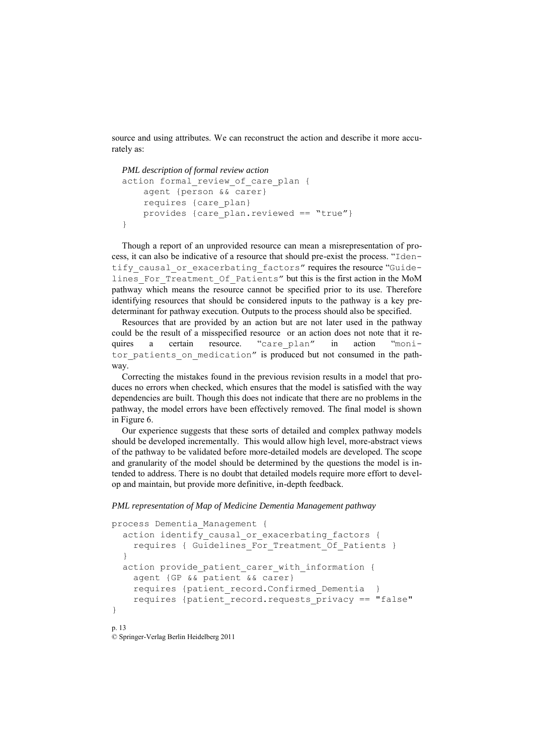source and using attributes. We can reconstruct the action and describe it more accurately as:

*PML description of formal review action*

```
action formal_review_of_care_plan {
    agent {person && carer}
    requires {care_plan}
    provides {care_plan.reviewed == "true"}
}
```

Though a report of an unprovided resource can mean a misrepresentation of process, it can also be indicative of a resource that should pre-exist the process. "`Identify_causal_or_exacerbating_factors`" requires the resource "`Guidelines_For_Treatment_Of_Patients`" but this is the first action in the MoM pathway which means the resource cannot be specified prior to its use. Therefore identifying resources that should be considered inputs to the pathway is a key predeterminant for pathway execution. Outputs to the process should also be specified.

Resources that are provided by an action but are not later used in the pathway could be the result of a misspecified resource or an action does not note that it requires a certain resource. "`care_plan`" in action "`monitor_patients_on_medication`" is produced but not consumed in the pathway.

Correcting the mistakes found in the previous revision results in a model that produces no errors when checked, which ensures that the model is satisfied with the way dependencies are built. Though this does not indicate that there are no problems in the pathway, the model errors have been effectively removed. The final model is shown in Figure 6.

Our experience suggests that these sorts of detailed and complex pathway models should be developed incrementally. This would allow high level, more-abstract views of the pathway to be validated before more-detailed models are developed. The scope and granularity of the model should be determined by the questions the model is intended to address. There is no doubt that detailed models require more effort to develop and maintain, but provide more definitive, in-depth feedback.

*PML representation of Map of Medicine Dementia Management pathway*

```
process Dementia_Management {
  action identify_causal_or_exacerbating_factors {
    requires { Guidelines_For_Treatment_Of_Patients }
  }
  action provide_patient_carer_with_information {
    agent {GP && patient && carer}
    requires {patient_record.Confirmed_Dementia  }
    requires {patient_record.requests_privacy == "false"
}
```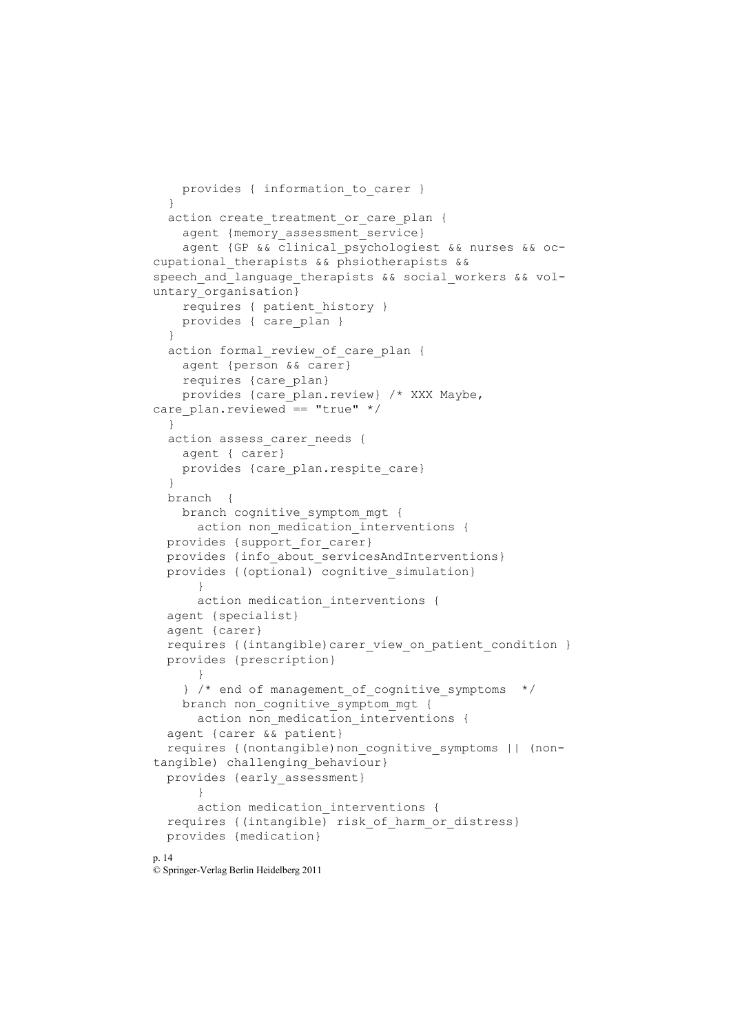```
    provides { information_to_carer }
  }
  action create_treatment_or_care_plan {
    agent {memory_assessment_service}
    agent {GP && clinical_psychologiest && nurses && oc-
cupational_therapists && phsiotherapists &&
speech_and_language_therapists && social_workers && vol-
untary_organisation}
    requires { patient_history }
    provides { care_plan }
  }
  action formal_review_of_care_plan {
    agent {person && carer}
    requires {care_plan}
    provides {care_plan.review} /* XXX Maybe,
care_plan.reviewed == "true" */
  }
  action assess_carer_needs {
    agent { carer}
    provides {care_plan.respite_care}
  }
  branch  {
    branch cognitive_symptom_mgt {
      action non_medication_interventions {
  provides {support_for_carer}
  provides {info_about_servicesAndInterventions}
  provides {(optional) cognitive_simulation}
      }
      action medication_interventions {
  agent {specialist}
  agent {carer}
  requires {(intangible)carer_view_on_patient_condition }
  provides {prescription}
      }
    } /* end of management_of_cognitive_symptoms  */
    branch non_cognitive_symptom_mgt {
      action non_medication_interventions {
  agent {carer && patient}
  requires {(nontangible)non_cognitive_symptoms || (non-
tangible) challenging_behaviour}
  provides {early_assessment}
      }
      action medication_interventions {
  requires {(intangible) risk_of_harm_or_distress}
  provides {medication}
```

© Springer-Verlag Berlin Heidelberg 2011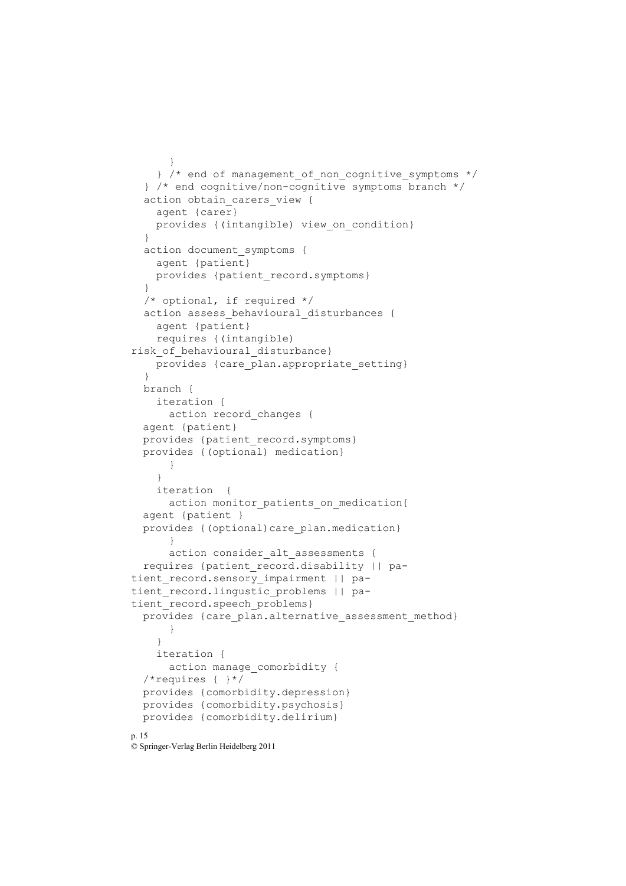```
      }
    } /* end of management_of_non_cognitive_symptoms */
  } /* end cognitive/non-cognitive symptoms branch */
  action obtain_carers_view {
    agent {carer}
    provides {(intangible) view_on_condition}
  }
  action document_symptoms {
    agent {patient}
    provides {patient_record.symptoms}
  }
  /* optional, if required */
  action assess_behavioural_disturbances {
    agent {patient}
    requires {(intangible)
risk_of_behavioural_disturbance}
    provides {care_plan.appropriate_setting}
  }
  branch {
    iteration {
      action record_changes {
  agent {patient}
  provides {patient_record.symptoms}
  provides {(optional) medication}
      }
    }
    iteration  {
      action monitor_patients_on_medication{
  agent {patient }
  provides {(optional)care_plan.medication}
      }
      action consider_alt_assessments {
  requires {patient_record.disability || pa-
tient_record.sensory_impairment || pa-
tient_record.lingustic_problems || pa-
tient_record.speech_problems}
  provides {care_plan.alternative_assessment_method}
      }
    }
    iteration {
      action manage_comorbidity {
  /*requires { }*/
  provides {comorbidity.depression}
  provides {comorbidity.psychosis}
  provides {comorbidity.delirium}
```

© Springer-Verlag Berlin Heidelberg 2011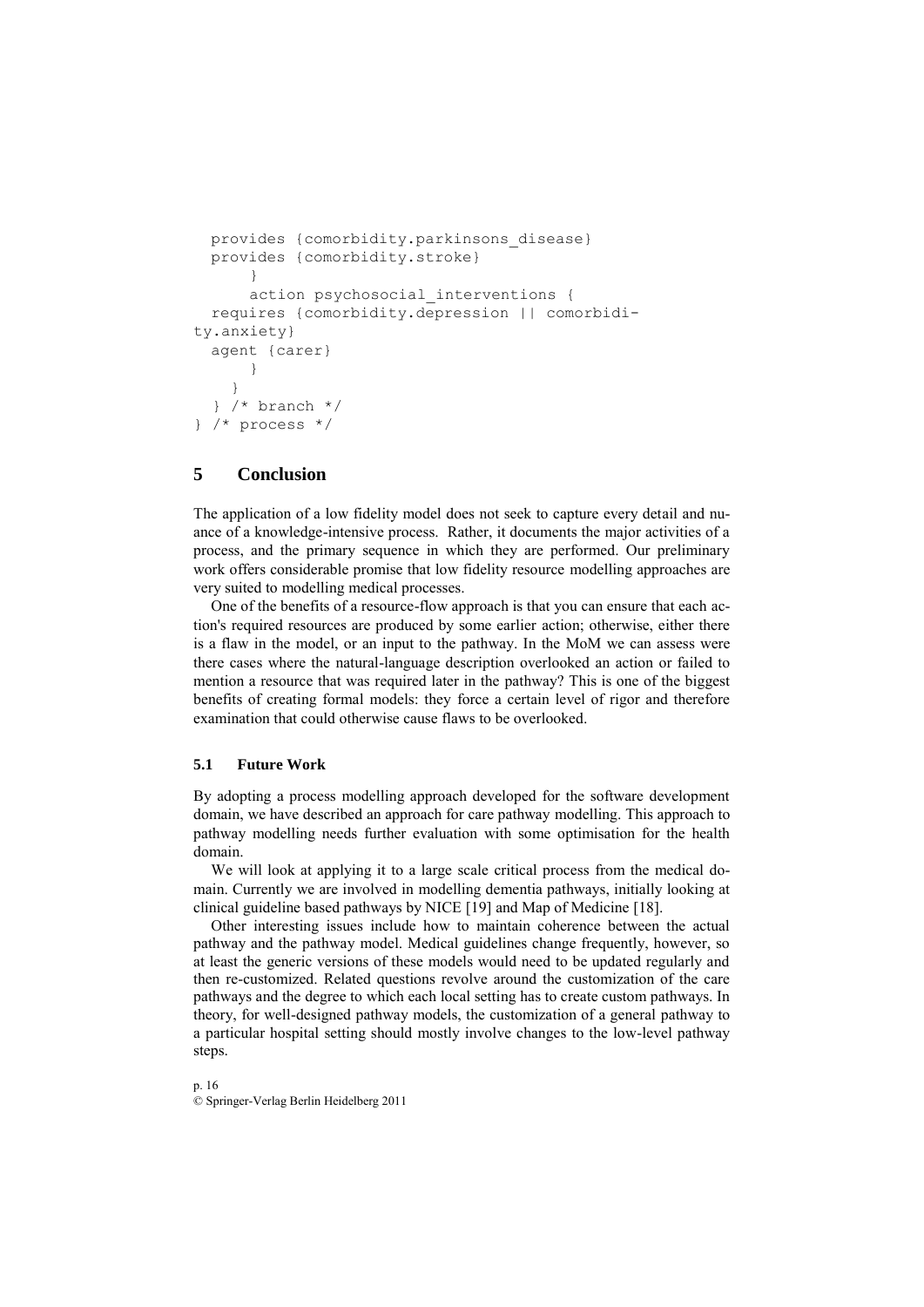```
  provides {comorbidity.parkinsons_disease}
  provides {comorbidity.stroke}
      }
      action psychosocial_interventions {
  requires {comorbidity.depression || comorbidi-
ty.anxiety}
  agent {carer}
      }
    }
  } /* branch */
} /* process */
```

## 5 Conclusion

The application of a low fidelity model does not seek to capture every detail and nuance of a knowledge-intensive process. Rather, it documents the major activities of a process, and the primary sequence in which they are performed. Our preliminary work offers considerable promise that low fidelity resource modelling approaches are very suited to modelling medical processes.

One of the benefits of a resource-flow approach is that you can ensure that each action's required resources are produced by some earlier action; otherwise, either there is a flaw in the model, or an input to the pathway. In the MoM we can assess were there cases where the natural-language description overlooked an action or failed to mention a resource that was required later in the pathway? This is one of the biggest benefits of creating formal models: they force a certain level of rigor and therefore examination that could otherwise cause flaws to be overlooked.

### 5.1 Future Work

By adopting a process modelling approach developed for the software development domain, we have described an approach for care pathway modelling. This approach to pathway modelling needs further evaluation with some optimisation for the health domain.

We will look at applying it to a large scale critical process from the medical domain. Currently we are involved in modelling dementia pathways, initially looking at clinical guideline based pathways by NICE [19] and Map of Medicine [18].

Other interesting issues include how to maintain coherence between the actual pathway and the pathway model. Medical guidelines change frequently, however, so at least the generic versions of these models would need to be updated regularly and then re-customized. Related questions revolve around the customization of the care pathways and the degree to which each local setting has to create custom pathways. In theory, for well-designed pathway models, the customization of a general pathway to a particular hospital setting should mostly involve changes to the low-level pathway steps.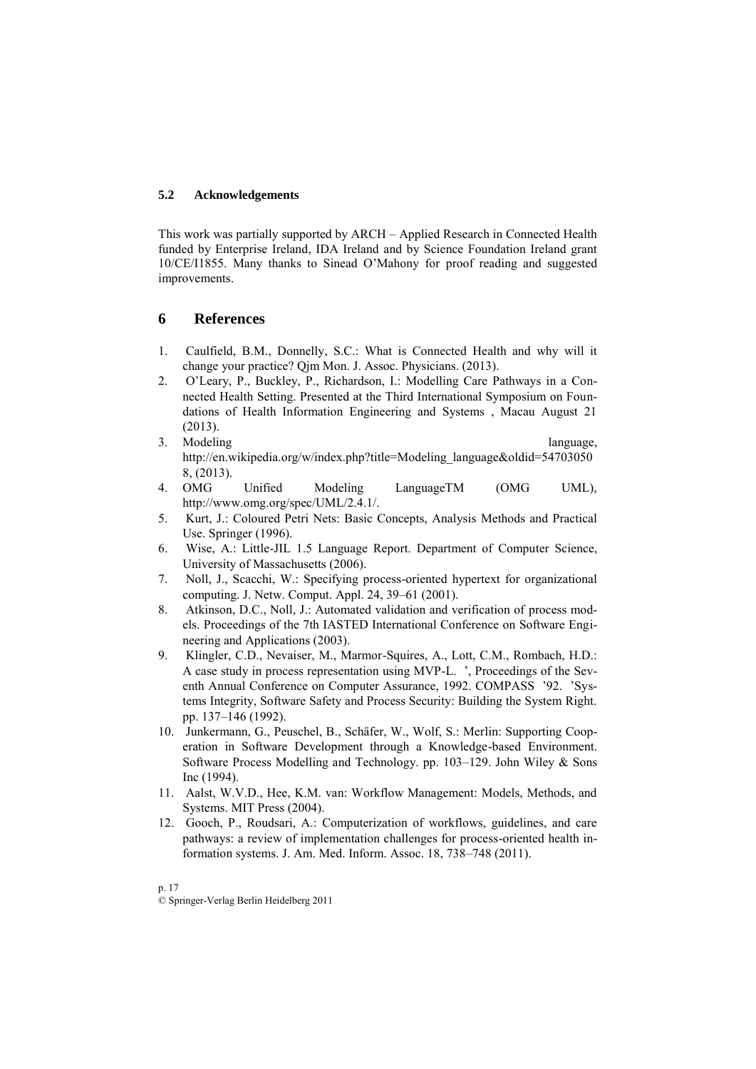### 5.2 Acknowledgements

This work was partially supported by ARCH – Applied Research in Connected Health funded by Enterprise Ireland, IDA Ireland and by Science Foundation Ireland grant 10/CE/I1855. Many thanks to Sinead O'Mahony for proof reading and suggested improvements.

## 6 References

1. Caulfield, B.M., Donnelly, S.C.: What is Connected Health and why will it change your practice? Qjm Mon. J. Assoc. Physicians. (2013).
2. O'Leary, P., Buckley, P., Richardson, I.: Modelling Care Pathways in a Connected Health Setting. Presented at the Third International Symposium on Foundations of Health Information Engineering and Systems , Macau August 21 (2013).
3. Modeling language, http://en.wikipedia.org/w/index.php?title=Modeling_language&oldid=547030508, (2013).
4. OMG Unified Modeling LanguageTM (OMG UML), http://www.omg.org/spec/UML/2.4.1/.
5. Kurt, J.: Coloured Petri Nets: Basic Concepts, Analysis Methods and Practical Use. Springer (1996).
6. Wise, A.: Little-JIL 1.5 Language Report. Department of Computer Science, University of Massachusetts (2006).
7. Noll, J., Scacchi, W.: Specifying process-oriented hypertext for organizational computing. J. Netw. Comput. Appl. 24, 39–61 (2001).
8. Atkinson, D.C., Noll, J.: Automated validation and verification of process models. Proceedings of the 7th IASTED International Conference on Software Engineering and Applications (2003).
9. Klingler, C.D., Nevaiser, M., Marmor-Squires, A., Lott, C.M., Rombach, H.D.: A case study in process representation using MVP-L. ', Proceedings of the Seventh Annual Conference on Computer Assurance, 1992. COMPASS '92. 'Systems Integrity, Software Safety and Process Security: Building the System Right. pp. 137–146 (1992).
10. Junkermann, G., Peuschel, B., Schäfer, W., Wolf, S.: Merlin: Supporting Cooperation in Software Development through a Knowledge-based Environment. Software Process Modelling and Technology. pp. 103–129. John Wiley & Sons Inc (1994).
11. Aalst, W.V.D., Hee, K.M. van: Workflow Management: Models, Methods, and Systems. MIT Press (2004).
12. Gooch, P., Roudsari, A.: Computerization of workflows, guidelines, and care pathways: a review of implementation challenges for process-oriented health information systems. J. Am. Med. Inform. Assoc. 18, 738–748 (2011).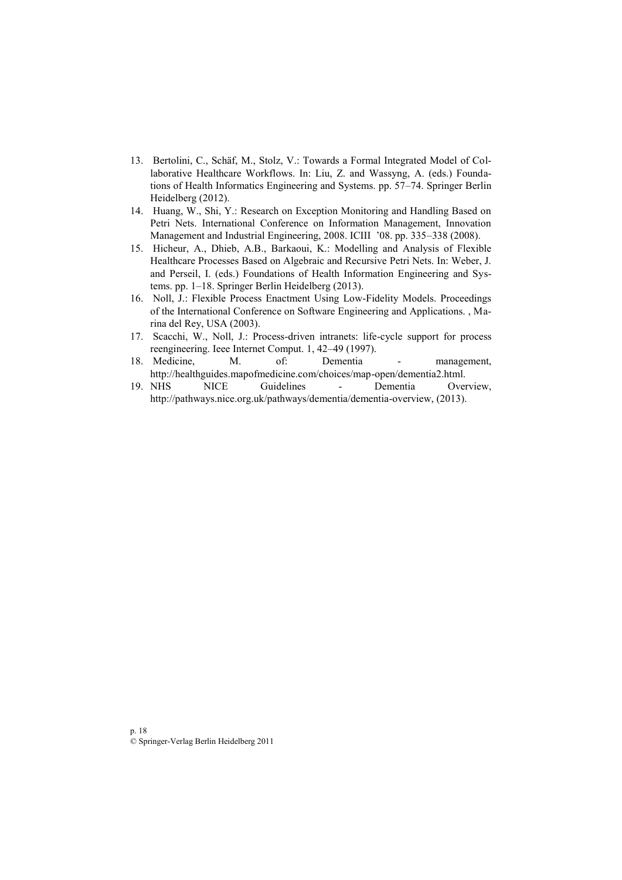13. Bertolini, C., Schäf, M., Stolz, V.: Towards a Formal Integrated Model of Collaborative Healthcare Workflows. In: Liu, Z. and Wassyng, A. (eds.) Foundations of Health Informatics Engineering and Systems. pp. 57–74. Springer Berlin Heidelberg (2012).
14. Huang, W., Shi, Y.: Research on Exception Monitoring and Handling Based on Petri Nets. International Conference on Information Management, Innovation Management and Industrial Engineering, 2008. ICIII '08. pp. 335–338 (2008).
15. Hicheur, A., Dhieb, A.B., Barkaoui, K.: Modelling and Analysis of Flexible Healthcare Processes Based on Algebraic and Recursive Petri Nets. In: Weber, J. and Perseil, I. (eds.) Foundations of Health Information Engineering and Systems. pp. 1–18. Springer Berlin Heidelberg (2013).
16. Noll, J.: Flexible Process Enactment Using Low-Fidelity Models. Proceedings of the International Conference on Software Engineering and Applications. , Marina del Rey, USA (2003).
17. Scacchi, W., Noll, J.: Process-driven intranets: life-cycle support for process reengineering. Ieee Internet Comput. 1, 42–49 (1997).
18. Medicine, M. of: Dementia - management, http://healthguides.mapofmedicine.com/choices/map-open/dementia2.html.
19. NHS NICE Guidelines - Dementia Overview, http://pathways.nice.org.uk/pathways/dementia/dementia-overview, (2013).

© Springer-Verlag Berlin Heidelberg 2011